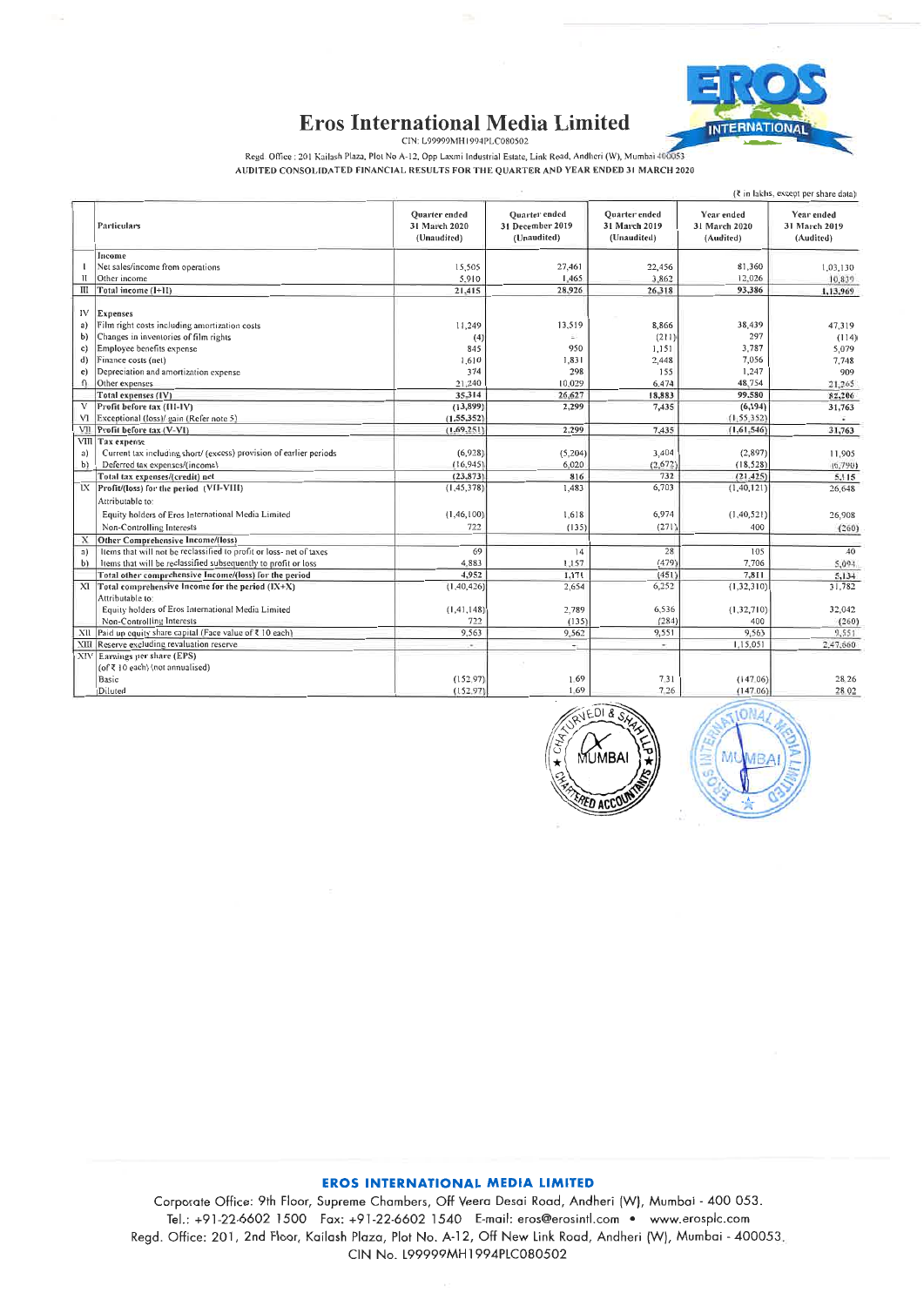# Eros International Media Limited

CIN: L99999MH1994PLC080502

Regd. Office : 201 Kailash Plaza, Plot No A-12, Opp Laxmi Industrial Estate, Link Road, Andheri (W), Mumbai 400053

**AUDITED CONSOLIDATED FINANCIAL RESULTS FOR THE QUARTER AND YEAR ENDED 31 MARCH 2020**

(₹ in lakhs, except per share data)

| | Particulars | Quarter ended 31 March 2020 (Unaudited) | Quarter ended 31 December 2019 (Unaudited) | Quarter ended 31 March 2019 (Unaudited) | Year ended 31 March 2020 (Audited) | Year ended 31 March 2019 (Audited) |
|---|---|---|---|---|---|---|
| | **Income** | | | | | |
| I | Net sales/income from operations | 15,505 | 27,461 | 22,456 | 81,360 | 1,03,130 |
| II | Other income | 5,910 | 1,465 | 3,862 | 12,026 | 10,839 |
| III | **Total income (I+II)** | **21,415** | **28,926** | **26,318** | **93,386** | **1,13,969** |
| IV | **Expenses** | | | | | |
| a) | Film right costs including amortization costs | 11,249 | 13,519 | 8,866 | 38,439 | 47,319 |
| b) | Changes in inventories of film rights | (4) | - | (211) | 297 | (114) |
| c) | Employee benefits expense | 845 | 950 | 1,151 | 3,787 | 5,079 |
| d) | Finance costs (net) | 1,610 | 1,831 | 2,448 | 7,056 | 7,748 |
| e) | Depreciation and amortization expense | 374 | 298 | 155 | 1,247 | 909 |
| f) | Other expenses | 21,240 | 10,029 | 6,474 | 48,754 | 21,265 |
| | **Total expenses (IV)** | **35,314** | **26,627** | **18,883** | **99,580** | **82,206** |
| V | **Profit before tax (III-IV)** | (13,899) | 2,299 | 7,435 | (6,194) | 31,763 |
| VI | Exceptional (loss)/ gain (Refer note 5) | (1,55,352) | | | (1,55,352) | - |
| VII | **Profit before tax (V-VI)** | (1,69,251) | 2,299 | 7,435 | (1,61,546) | 31,763 |
| VIII | **Tax expense** | | | | | |
| a) | Current tax including short/ (excess) provision of earlier periods | (6,928) | (5,204) | 3,404 | (2,897) | 11,905 |
| b) | Deferred tax expenses/(income) | (16,945) | 6,020 | (2,672) | (18,528) | (6,790) |
| | **Total tax expenses/(credit) net** | (23,873) | 816 | 732 | (21,425) | 5,115 |
| IX | **Profit/(loss) for the period (VII-VIII)** | (1,45,378) | 1,483 | 6,703 | (1,40,121) | 26,648 |
| | Attributable to: | | | | | |
| | Equity holders of Eros International Media Limited | (1,46,100) | 1,618 | 6,974 | (1,40,521) | 26,908 |
| | Non-Controlling Interests | 722 | (135) | (271) | 400 | (260) |
| X | **Other Comprehensive Income/(loss)** | | | | | |
| a) | Items that will not be reclassified to profit or loss- net of taxes | 69 | 14 | 28 | 105 | 40 |
| b) | Items that will be reclassified subsequently to profit or loss | 4,883 | 1,157 | (479) | 7,706 | 5,094 |
| | **Total other comprehensive Income/(loss) for the period** | 4,952 | 1,171 | (451) | 7,811 | 5,134 |
| XI | **Total comprehensive Income for the period (IX+X)** | (1,40,426) | 2,654 | 6,252 | (1,32,310) | 31,782 |
| | Attributable to: | | | | | |
| | Equity holders of Eros International Media Limited | (1,41,148) | 2,789 | 6,536 | (1,32,710) | 32,042 |
| | Non-Controlling Interests | 722 | (135) | (284) | 400 | (260) |
| XII | Paid up equity share capital (Face value of ₹ 10 each) | 9,563 | 9,562 | 9,551 | 9,563 | 9,551 |
| XIII | Reserve excluding revaluation reserve | - | - | - | 1,15,051 | 2,47,660 |
| XIV | Earnings per share (EPS) (of ₹ 10 each) (not annualised) | | | | | |
| | Basic | (152.97) | 1.69 | 7.31 | (147.06) | 28.26 |
| | Diluted | (152.97) | 1.69 | 7.26 | (147.06) | 28.02 |

**EROS INTERNATIONAL MEDIA LIMITED**

Corporate Office: 9th Floor, Supreme Chambers, Off Veera Desai Road, Andheri (W), Mumbai - 400 053.
Tel.: +91-22-6602 1500 Fax: +91-22-6602 1540 E-mail: eros@erosintl.com • www.erosplc.com
Regd. Office: 201, 2nd Floor, Kailash Plaza, Plot No. A-12, Off New Link Road, Andheri (W), Mumbai - 400053.
CIN No. L99999MH1994PLC080502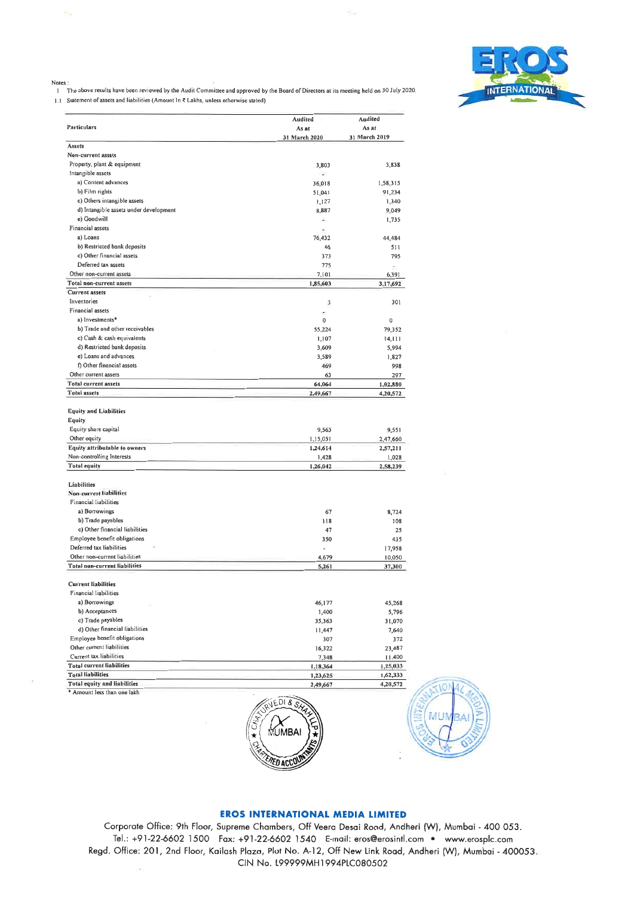Notes :

1 The above results have been reviewed by the Audit Committee and approved by the Board of Directors at its meeting held on 30 July 2020.

1.1 Statement of assets and liabilities (Amount In ₹ Lakhs, unless otherwise stated)

| Particulars | Audited As at 31 March 2020 | Audited As at 31 March 2019 |
|---|---|---|
| **Assets** | | |
| **Non-current assets** | | |
| Property, plant & equipment | 3,803 | 3,838 |
| Intangible assets | - | |
| a) Content advances | 36,018 | 1,58,315 |
| b) Film rights | 51,041 | 91,234 |
| c) Others intangible assets | 1,127 | 1,340 |
| d) Intangible assets under development | 8,887 | 9,049 |
| e) Goodwill | - | 1,735 |
| Financial assets | - | |
| a) Loans | 76,432 | 44,484 |
| b) Restricted bank deposits | 46 | 511 |
| c) Other financial assets | 373 | 795 |
| Deferred tax assets | 775 | - |
| Other non-current assets | 7,101 | 6,391 |
| **Total non-current assets** | **1,85,603** | **3,17,692** |
| **Current assets** | | |
| Inventories | 3 | 301 |
| Financial assets | - | |
| a) Investments* | 0 | 0 |
| b) Trade and other receivables | 55,224 | 79,352 |
| c) Cash & cash equivalents | 1,107 | 14,111 |
| d) Restricted bank deposits | 3,609 | 5,994 |
| e) Loans and advances | 3,589 | 1,827 |
| f) Other financial assets | 469 | 998 |
| Other current assets | 63 | 297 |
| **Total current assets** | **64,064** | **1,02,880** |
| **Total assets** | **2,49,667** | **4,20,572** |
| **Equity and Liabilities** | | |
| **Equity** | | |
| Equity share capital | 9,563 | 9,551 |
| Other equity | 1,15,051 | 2,47,660 |
| **Equity attributable to owners** | **1,24,614** | **2,57,211** |
| Non-controlling Interests | 1,428 | 1,028 |
| **Total equity** | **1,26,042** | **2,58,239** |
| **Liabilities** | | |
| **Non-current liabilities** | | |
| Financial liabilities | | |
| a) Borrowings | 67 | 8,724 |
| b) Trade payables | 118 | 108 |
| c) Other financial liabilities | 47 | 25 |
| Employee benefit obligations | 350 | 435 |
| Deferred tax liabilities | - | 17,958 |
| Other non-current liabilities | 4,679 | 10,050 |
| **Total non-current liabilities** | **5,261** | **37,300** |
| **Current liabilities** | | |
| Financial liabilities | | |
| a) Borrowings | 46,177 | 45,268 |
| b) Acceptances | 1,400 | 5,796 |
| c) Trade payables | 35,363 | 31,070 |
| d) Other financial liabilities | 11,447 | 7,640 |
| Employee benefit obligations | 307 | 372 |
| Other current liabilities | 16,322 | 23,487 |
| Current tax liabilities | 7,348 | 11,400 |
| **Total current liabilities** | **1,18,364** | **1,25,033** |
| **Total liabilities** | **1,23,625** | **1,62,333** |
| **Total equity and liabilities** | **2,49,667** | **4,20,572** |

\* Amount less than one lakh

**EROS INTERNATIONAL MEDIA LIMITED**

Corporate Office: 9th Floor, Supreme Chambers, Off Veera Desai Road, Andheri (W), Mumbai - 400 053.
Tel.: +91-22-6602 1500 Fax: +91-22-6602 1540 E-mail: eros@erosintl.com • www.erosplc.com
Regd. Office: 201, 2nd Floor, Kailash Plaza, Plot No. A-12, Off New Link Road, Andheri (W), Mumbai - 400053.
CIN No. L99999MH1994PLC080502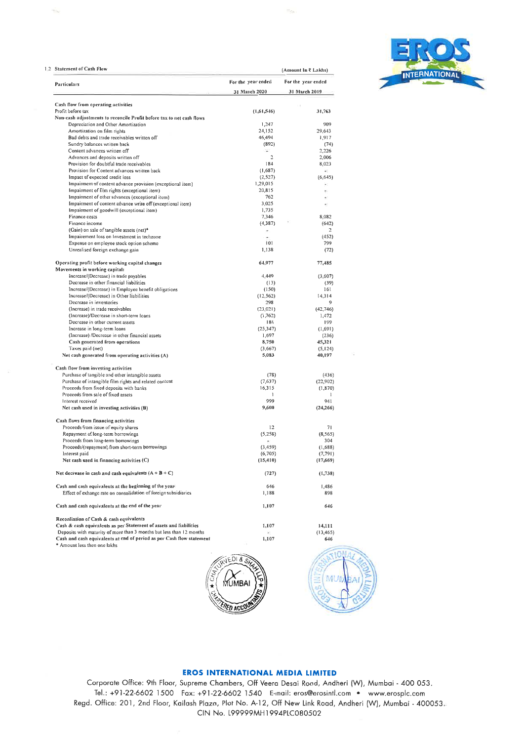1.2 Statement of Cash Flow

(Amount In ₹ Lakhs)

| Particulars | For the year ended 31 March 2020 | For the year ended 31 March 2019 |
|---|---|---|
| **Cash flow from operating activities** | | |
| Profit before tax | (1,61,546) | 31,763 |
| **Non-cash adjustments to reconcile Profit before tax to net cash flows** | | |
| Depreciation and Other Amortization | 1,247 | 909 |
| Amortization on film rights | 24,152 | 29,643 |
| Bad debts and trade receivables written off | 46,494 | 1,917 |
| Sundry balances written back | (892) | (74) |
| Content advances written off | - | 2,226 |
| Advances and deposits written off | 2 | 2,006 |
| Provision for doubtful trade receivables | 184 | 8,023 |
| Provision for Content advances written back | (1,687) | - |
| Impact of expected credit loss | (2,527) | (6,645) |
| Impairment of content advance provision (exceptional item) | 1,29,015 | - |
| Impairment of film rights (exceptional item) | 20,815 | - |
| Impairment of other advances (exceptional item) | 762 | - |
| Impairment of content advance write off (exceptional item) | 3,025 | - |
| Impairment of goodwill (exceptional item) | 1,735 | |
| Finance costs | 7,346 | 8,082 |
| Finance income | (4,387) | (642) |
| (Gain) on sale of tangible assets (net)* | - | 2 |
| Impairement loss on Investment in techzone | - | (452) |
| Expense on employee stock option scheme | 101 | 799 |
| Unrealised foreign exchange gain | 1,138 | (72) |
| **Operating profit before working capital changes** | **64,977** | **77,485** |
| **Movements in working capital:** | | |
| Increase/(Decrease) in trade payables | 4,449 | (3,607) |
| Decrease in other financial liabilities | (13) | (39) |
| Increase/(Decrease) in Employee benefit obligations | (150) | 161 |
| Increase/(Decrease) in Other liabilities | (12,562) | 14,314 |
| Decrease in inventories | 298 | 9 |
| (Increase) in trade receivables | (23,021) | (42,746) |
| (Increase)/Decrease in short-term loans | (1,762) | 1,472 |
| Decrease in other current assets | 184 | 199 |
| Increase in long-term loans | (25,347) | (1,691) |
| (Increase) /Decrease in other financial assets | 1,697 | (236) |
| **Cash generated from operations** | **8,750** | **45,321** |
| Taxes paid (net) | (3,667) | (5,124) |
| **Net cash generated from operating activities (A)** | **5,083** | **40,197** |
| **Cash flow from investing activities** | | |
| Purchase of tangible and other intangible assets | (78) | (436) |
| Purchase of intangible film rights and related content | (7,637) | (22,902) |
| Proceeds from fixed deposits with banks | 16,315 | (1,870) |
| Proceeds from sale of fixed assets | 1 | 1 |
| Interest received | 999 | 941 |
| **Net cash used in investing activities (B)** | **9,600** | **(24,266)** |
| **Cash flows from financing activities** | | |
| Proceeds from issue of equity shares | 12 | 71 |
| Repayment of long-term borrowings | (5,258) | (8,565) |
| Proceeds from long-term borrowings | - | 304 |
| Proceeds/(repayment) from short-term borrowings | (3,459) | (1,688) |
| Interest paid | (6,705) | (7,791) |
| **Net cash used in financing activities (C)** | **(15,410)** | **(17,669)** |
| **Net decrease in cash and cash equivalents (A + B + C)** | (727) | (1,738) |
| **Cash and cash equivalents at the beginning of the year** | 646 | 1,486 |
| Effect of exchange rate on consolidation of foreign subsidiaries | 1,188 | 898 |
| **Cash and cash equivalents at the end of the year** | 1,107 | 646 |
| **Reconliation of Cash & cash equivalents** | | |
| **Cash & cash equivalents as per Statement of assets and liabilities** | 1,107 | 14,111 |
| Deposits with maturity of more than 3 months but less than 12 months | - | (13,465) |
| **Cash and cash equivalents at end of period as per Cash flow statement** | 1,107 | 646 |

\* Amount less then one lakhs

**EROS INTERNATIONAL MEDIA LIMITED**

Corporate Office: 9th Floor, Supreme Chambers, Off Veera Desai Road, Andheri (W), Mumbai - 400 053.
Tel.: +91-22-6602 1500 Fax: +91-22-6602 1540 E-mail: eros@erosintl.com • www.erosplc.com
Regd. Office: 201, 2nd Floor, Kailash Plaza, Plot No. A-12, Off New Link Road, Andheri (W), Mumbai - 400053.
CIN No. L99999MH1994PLC080502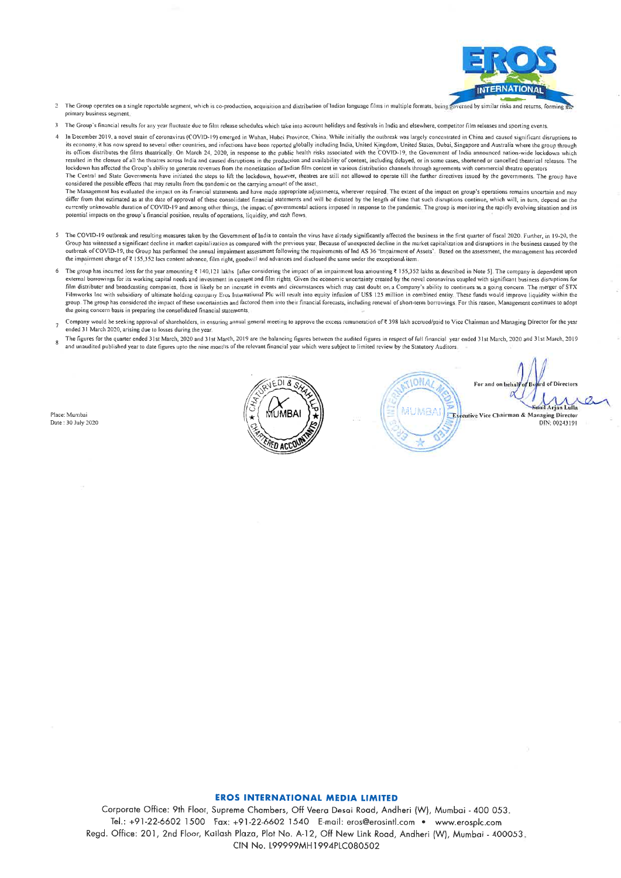2. The Group operates on a single reportable segment, which is co-production, acquisition and distribution of Indian language films in multiple formats, being governed by similar risks and returns, forming the primary business segment.

3. The Group's financial results for any year fluctuate due to film release schedules which take into account holidays and festivals in India and elsewhere, competitor film releases and sporting events.

4. In December 2019, a novel strain of coronavirus (COVID-19) emerged in Wuhan, Hubei Province, China. While initially the outbreak was largely concentrated in China and caused significant disruptions to its economy, it has now spread to several other countries, and infections have been reported globally including India, United Kingdom, United States, Dubai, Singapore and Australia where the group through its offices distributes the films theatrically. On March 24, 2020, in response to the public health risks associated with the COVID-19, the Government of India announced nation-wide lockdown which resulted in the closure of all the theatres across India and caused disruptions in the production and availability of content, including delayed, or in some cases, shortened or cancelled theatrical releases. The lockdown has affected the Group's ability to generate revenues from the monetization of Indian film content in various distribution channels through agreements with commercial theatre operators.
The Central and State Governments have initiated the steps to lift the lockdown, however, theatres are still not allowed to operate till the further directives issued by the governments. The group have considered the possible effects that may results from the pandemic on the carrying amount of the asset.
The Management has evaluated the impact on its financial statements and have made appropriate adjustments, wherever required. The extent of the impact on group's operations remains uncertain and may differ from that estimated as at the date of approval of these consolidated financial statements and will be dictated by the length of time that such disruptions continue, which will, in turn, depend on the currently unknowable duration of COVID-19 and among other things, the impact of governmental actions imposed in response to the pandemic. The group is monitoring the rapidly evolving situation and its potential impacts on the group's financial position, results of operations, liquidity, and cash flows.

5. The COVID-19 outbreak and resulting measures taken by the Government of India to contain the virus have already significantly affected the business in the first quarter of fiscal 2020. Further, in 19-20, the Group has witnessed a significant decline in market capitalization as compared with the previous year. Because of unexpected decline in the market capitalization and disruptions in the business caused by the outbreak of COVID-19, the Group has performed the annual impairment assessment following the requirements of Ind AS 36 "Impairment of Assets". Based on the assessment, the management has recorded the impairment charge of ₹ 155,352 lacs content advance, film right, goodwill and advances and disclosed the same under the exceptional item.

6. The group has incurred loss for the year amounting ₹ 140,121 lakhs [after considering the impact of an impairment loss amounting ₹ 155,352 lakhs as described in Note 5]. The company is dependent upon external borrowings for its working capital needs and investment in content and film rights. Given the economic uncertainty created by the novel coronavirus coupled with significant business disruptions for film distributer and broadcasting companies, there is likely be an increase in events and circumstances which may cast doubt on a Company's ability to continues as a going concern. The merger of STX Filmworks Inc with subsidiary of ultimate holding company Eros International Plc will result into equity infusion of US$ 125 million in combined entity. These funds would improve liquidity within the group. The group has considered the impact of these uncertainties and factored them into their financial forecasts, including renewal of short-term borrowings. For this reason, Management continues to adopt the going concern basis in preparing the consolidated financial statements.

7. Company would be seeking approval of shareholders, in ensuring annual general meeting to approve the excess remuneration of ₹ 398 lakh accrued/paid to Vice Chairman and Managing Director for the year ended 31 March 2020, arising due to losses during the year.

8. The figures for the quarter ended 31st March, 2020 and 31st March, 2019 are the balancing figures between the audited figures in respect of full financial year ended 31st March, 2020 and 31st March, 2019 and unaudited published year to date figures upto the nine months of the relevant financial year which were subject to limited review by the Statutory Auditors.

For and on behalf of Board of Directors

Sunil Arjan Lulla
Executive Vice Chairman & Managing Director
DIN: 00243191

Place: Mumbai
Date : 30 July 2020

**EROS INTERNATIONAL MEDIA LIMITED**
Corporate Office: 9th Floor, Supreme Chambers, Off Veera Desai Road, Andheri (W), Mumbai - 400 053.
Tel.: +91-22-6602 1500 Fax: +91-22-6602 1540 E-mail: eros@erosintl.com • www.erosplc.com
Regd. Office: 201, 2nd Floor, Kailash Plaza, Plot No. A-12, Off New Link Road, Andheri (W), Mumbai - 400053.
CIN No. L99999MH1994PLC080502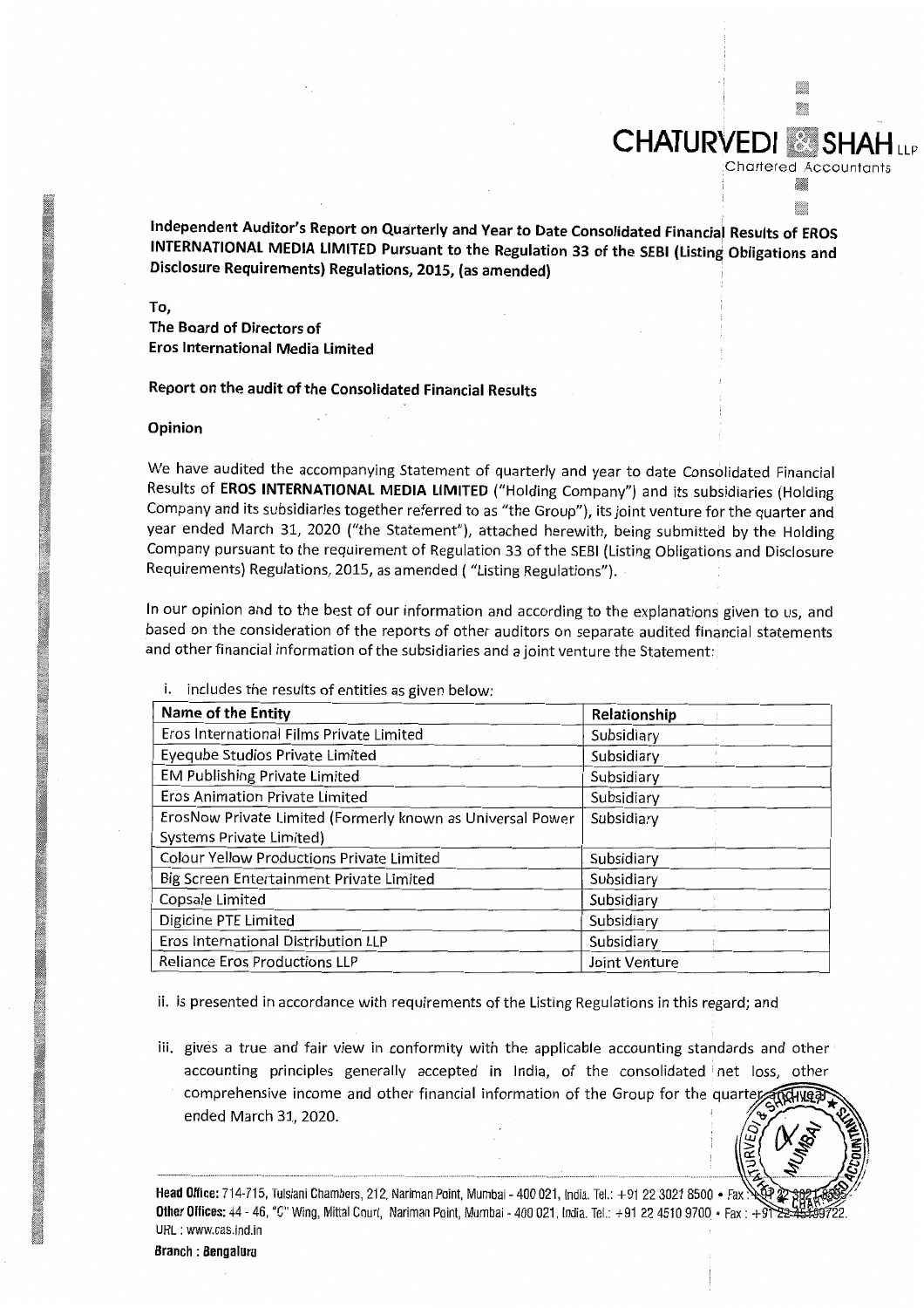**CHATURVEDI & SHAH LLP**
Chartered Accountants

**Independent Auditor's Report on Quarterly and Year to Date Consolidated Financial Results of EROS INTERNATIONAL MEDIA LIMITED Pursuant to the Regulation 33 of the SEBI (Listing Obligations and Disclosure Requirements) Regulations, 2015, (as amended)**

**To,**
**The Board of Directors of**
**Eros International Media Limited**

**Report on the audit of the Consolidated Financial Results**

**Opinion**

We have audited the accompanying Statement of quarterly and year to date Consolidated Financial Results of **EROS INTERNATIONAL MEDIA LIMITED** ("Holding Company") and its subsidiaries (Holding Company and its subsidiaries together referred to as "the Group"), its joint venture for the quarter and year ended March 31, 2020 ("the Statement"), attached herewith, being submitted by the Holding Company pursuant to the requirement of Regulation 33 of the SEBI (Listing Obligations and Disclosure Requirements) Regulations, 2015, as amended ( "Listing Regulations").

In our opinion and to the best of our information and according to the explanations given to us, and based on the consideration of the reports of other auditors on separate audited financial statements and other financial information of the subsidiaries and a joint venture the Statement:

i. includes the results of entities as given below:

| Name of the Entity | Relationship |
|---|---|
| Eros International Films Private Limited | Subsidiary |
| Eyeqube Studios Private Limited | Subsidiary |
| EM Publishing Private Limited | Subsidiary |
| Eros Animation Private Limited | Subsidiary |
| ErosNow Private Limited (Formerly known as Universal Power Systems Private Limited) | Subsidiary |
| Colour Yellow Productions Private Limited | Subsidiary |
| Big Screen Entertainment Private Limited | Subsidiary |
| Copsale Limited | Subsidiary |
| Digicine PTE Limited | Subsidiary |
| Eros International Distribution LLP | Subsidiary |
| Reliance Eros Productions LLP | Joint Venture |

ii. is presented in accordance with requirements of the Listing Regulations in this regard; and

iii. gives a true and fair view in conformity with the applicable accounting standards and other accounting principles generally accepted in India, of the consolidated net loss, other comprehensive income and other financial information of the Group for the quarter and year ended March 31, 2020.

**Head Office:** 714-715, Tulsiani Chambers, 212, Nariman Point, Mumbai - 400 021, India. Tel.: +91 22 3021 8500 • Fax: +91 22 3021 8595
**Other Offices:** 44 - 46, "C" Wing, Mittal Court, Nariman Point, Mumbai - 400 021, India. Tel.: +91 22 4510 9700 • Fax : +91 22 4510 9722.
URL : www.cas.ind.in
**Branch : Bengaluru**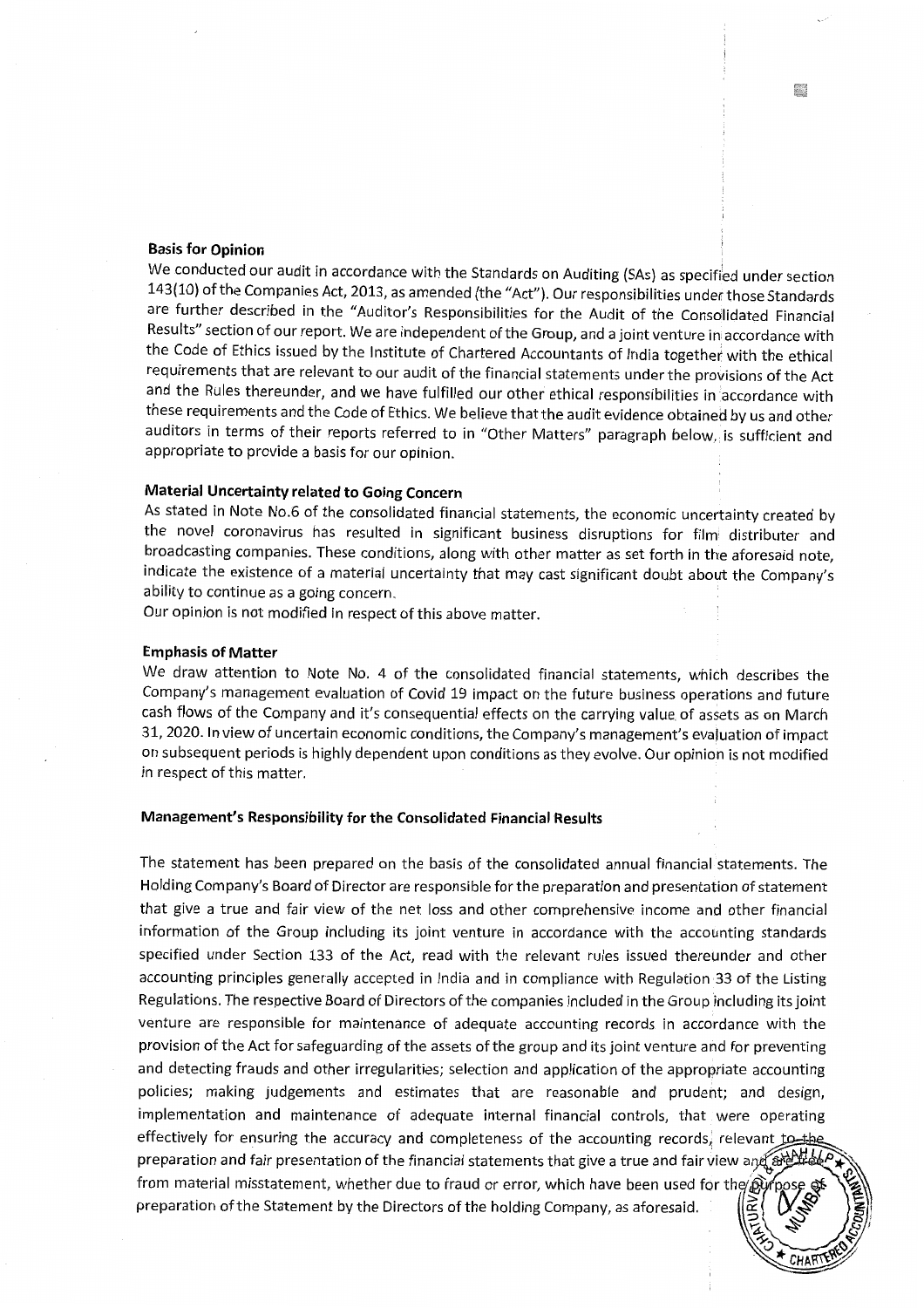**Basis for Opinion**

We conducted our audit in accordance with the Standards on Auditing (SAs) as specified under section 143(10) of the Companies Act, 2013, as amended (the "Act"). Our responsibilities under those Standards are further described in the "Auditor's Responsibilities for the Audit of the Consolidated Financial Results" section of our report. We are independent of the Group, and a joint venture in accordance with the Code of Ethics issued by the Institute of Chartered Accountants of India together with the ethical requirements that are relevant to our audit of the financial statements under the provisions of the Act and the Rules thereunder, and we have fulfilled our other ethical responsibilities in accordance with these requirements and the Code of Ethics. We believe that the audit evidence obtained by us and other auditors in terms of their reports referred to in "Other Matters" paragraph below, is sufficient and appropriate to provide a basis for our opinion.

**Material Uncertainty related to Going Concern**

As stated in Note No.6 of the consolidated financial statements, the economic uncertainty created by the novel coronavirus has resulted in significant business disruptions for film distributer and broadcasting companies. These conditions, along with other matter as set forth in the aforesaid note, indicate the existence of a material uncertainty that may cast significant doubt about the Company's ability to continue as a going concern.

Our opinion is not modified in respect of this above matter.

**Emphasis of Matter**

We draw attention to Note No. 4 of the consolidated financial statements, which describes the Company's management evaluation of Covid 19 impact on the future business operations and future cash flows of the Company and it's consequential effects on the carrying value of assets as on March 31, 2020. In view of uncertain economic conditions, the Company's management's evaluation of impact on subsequent periods is highly dependent upon conditions as they evolve. Our opinion is not modified in respect of this matter.

**Management's Responsibility for the Consolidated Financial Results**

The statement has been prepared on the basis of the consolidated annual financial statements. The Holding Company's Board of Director are responsible for the preparation and presentation of statement that give a true and fair view of the net loss and other comprehensive income and other financial information of the Group including its joint venture in accordance with the accounting standards specified under Section 133 of the Act, read with the relevant rules issued thereunder and other accounting principles generally accepted in India and in compliance with Regulation 33 of the Listing Regulations. The respective Board of Directors of the companies included in the Group including its joint venture are responsible for maintenance of adequate accounting records in accordance with the provision of the Act for safeguarding of the assets of the group and its joint venture and for preventing and detecting frauds and other irregularities; selection and application of the appropriate accounting policies; making judgements and estimates that are reasonable and prudent; and design, implementation and maintenance of adequate internal financial controls, that were operating effectively for ensuring the accuracy and completeness of the accounting records, relevant to the preparation and fair presentation of the financial statements that give a true and fair view and are free from material misstatement, whether due to fraud or error, which have been used for the purpose of preparation of the Statement by the Directors of the holding Company, as aforesaid.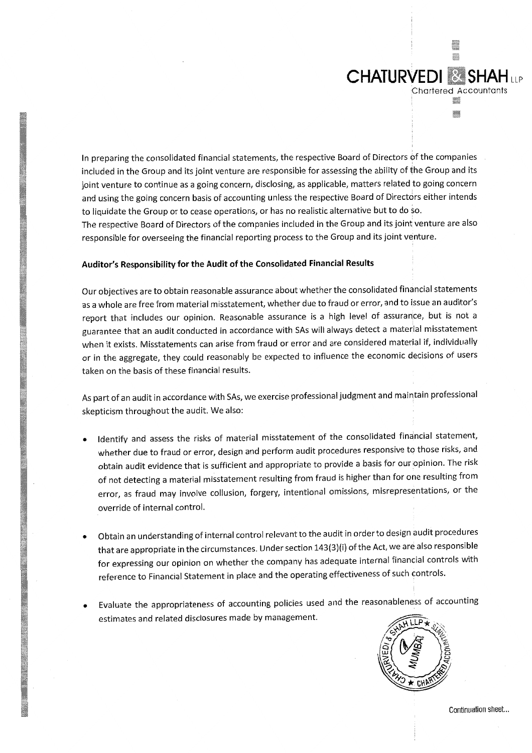In preparing the consolidated financial statements, the respective Board of Directors of the companies included in the Group and its joint venture are responsible for assessing the ability of the Group and its joint venture to continue as a going concern, disclosing, as applicable, matters related to going concern and using the going concern basis of accounting unless the respective Board of Directors either intends to liquidate the Group or to cease operations, or has no realistic alternative but to do so.
The respective Board of Directors of the companies included in the Group and its joint venture are also responsible for overseeing the financial reporting process to the Group and its joint venture.

**Auditor's Responsibility for the Audit of the Consolidated Financial Results**

Our objectives are to obtain reasonable assurance about whether the consolidated financial statements as a whole are free from material misstatement, whether due to fraud or error, and to issue an auditor's report that includes our opinion. Reasonable assurance is a high level of assurance, but is not a guarantee that an audit conducted in accordance with SAs will always detect a material misstatement when it exists. Misstatements can arise from fraud or error and are considered material if, individually or in the aggregate, they could reasonably be expected to influence the economic decisions of users taken on the basis of these financial results.

As part of an audit in accordance with SAs, we exercise professional judgment and maintain professional skepticism throughout the audit. We also:

- Identify and assess the risks of material misstatement of the consolidated financial statement, whether due to fraud or error, design and perform audit procedures responsive to those risks, and obtain audit evidence that is sufficient and appropriate to provide a basis for our opinion. The risk of not detecting a material misstatement resulting from fraud is higher than for one resulting from error, as fraud may involve collusion, forgery, intentional omissions, misrepresentations, or the override of internal control.

- Obtain an understanding of internal control relevant to the audit in order to design audit procedures that are appropriate in the circumstances. Under section 143(3)(i) of the Act, we are also responsible for expressing our opinion on whether the company has adequate internal financial controls with reference to Financial Statement in place and the operating effectiveness of such controls.

- Evaluate the appropriateness of accounting policies used and the reasonableness of accounting estimates and related disclosures made by management.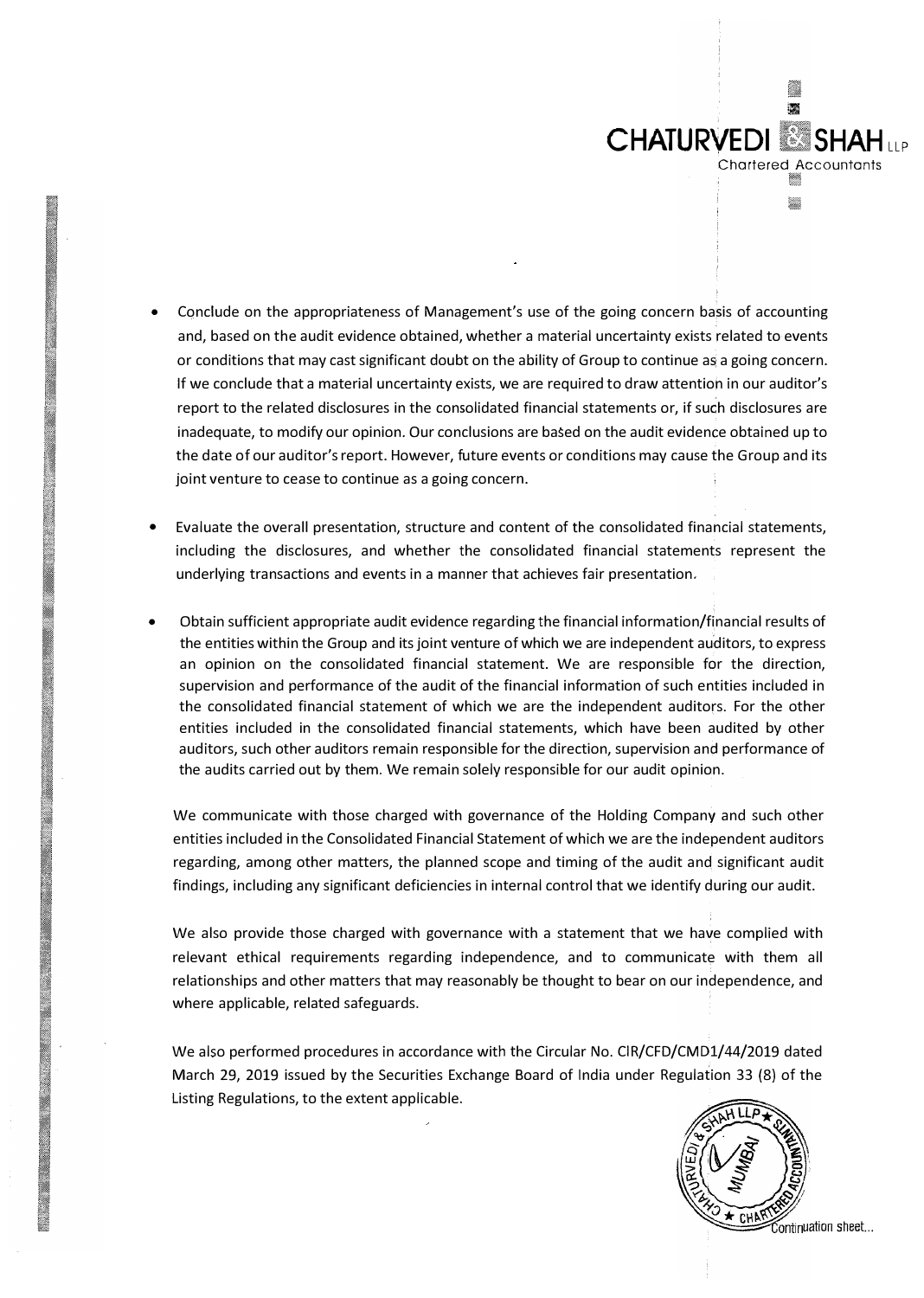- Conclude on the appropriateness of Management's use of the going concern basis of accounting and, based on the audit evidence obtained, whether a material uncertainty exists related to events or conditions that may cast significant doubt on the ability of Group to continue as a going concern. If we conclude that a material uncertainty exists, we are required to draw attention in our auditor's report to the related disclosures in the consolidated financial statements or, if such disclosures are inadequate, to modify our opinion. Our conclusions are based on the audit evidence obtained up to the date of our auditor's report. However, future events or conditions may cause the Group and its joint venture to cease to continue as a going concern.

- Evaluate the overall presentation, structure and content of the consolidated financial statements, including the disclosures, and whether the consolidated financial statements represent the underlying transactions and events in a manner that achieves fair presentation.

- Obtain sufficient appropriate audit evidence regarding the financial information/financial results of the entities within the Group and its joint venture of which we are independent auditors, to express an opinion on the consolidated financial statement. We are responsible for the direction, supervision and performance of the audit of the financial information of such entities included in the consolidated financial statement of which we are the independent auditors. For the other entities included in the consolidated financial statements, which have been audited by other auditors, such other auditors remain responsible for the direction, supervision and performance of the audits carried out by them. We remain solely responsible for our audit opinion.

We communicate with those charged with governance of the Holding Company and such other entities included in the Consolidated Financial Statement of which we are the independent auditors regarding, among other matters, the planned scope and timing of the audit and significant audit findings, including any significant deficiencies in internal control that we identify during our audit.

We also provide those charged with governance with a statement that we have complied with relevant ethical requirements regarding independence, and to communicate with them all relationships and other matters that may reasonably be thought to bear on our independence, and where applicable, related safeguards.

We also performed procedures in accordance with the Circular No. CIR/CFD/CMD1/44/2019 dated March 29, 2019 issued by the Securities Exchange Board of India under Regulation 33 (8) of the Listing Regulations, to the extent applicable.

Continuation sheet...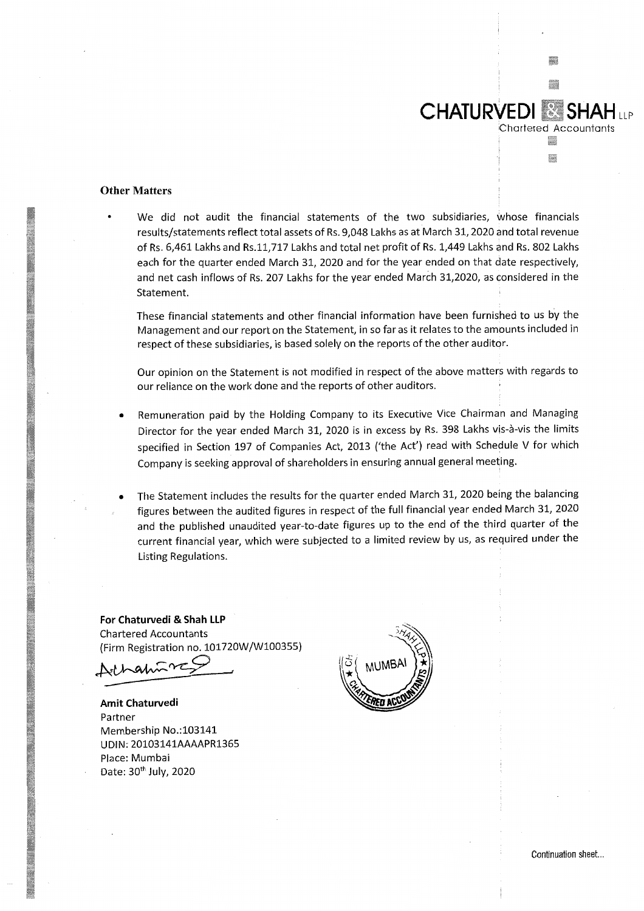## Other Matters

- We did not audit the financial statements of the two subsidiaries, whose financials results/statements reflect total assets of Rs. 9,048 Lakhs as at March 31, 2020 and total revenue of Rs. 6,461 Lakhs and Rs.11,717 Lakhs and total net profit of Rs. 1,449 Lakhs and Rs. 802 Lakhs each for the quarter ended March 31, 2020 and for the year ended on that date respectively, and net cash inflows of Rs. 207 Lakhs for the year ended March 31,2020, as considered in the Statement.

  These financial statements and other financial information have been furnished to us by the Management and our report on the Statement, in so far as it relates to the amounts included in respect of these subsidiaries, is based solely on the reports of the other auditor.

  Our opinion on the Statement is not modified in respect of the above matters with regards to our reliance on the work done and the reports of other auditors.

- Remuneration paid by the Holding Company to its Executive Vice Chairman and Managing Director for the year ended March 31, 2020 is in excess by Rs. 398 Lakhs vis-à-vis the limits specified in Section 197 of Companies Act, 2013 ('the Act') read with Schedule V for which Company is seeking approval of shareholders in ensuring annual general meeting.

- The Statement includes the results for the quarter ended March 31, 2020 being the balancing figures between the audited figures in respect of the full financial year ended March 31, 2020 and the published unaudited year-to-date figures up to the end of the third quarter of the current financial year, which were subjected to a limited review by us, as required under the Listing Regulations.

**For Chaturvedi & Shah LLP**
Chartered Accountants
(Firm Registration no. 101720W/W100355)

**Amit Chaturvedi**
Partner
Membership No.:103141
UDIN: 20103141AAAAPR1365
Place: Mumbai
Date: 30th July, 2020

Continuation sheet...